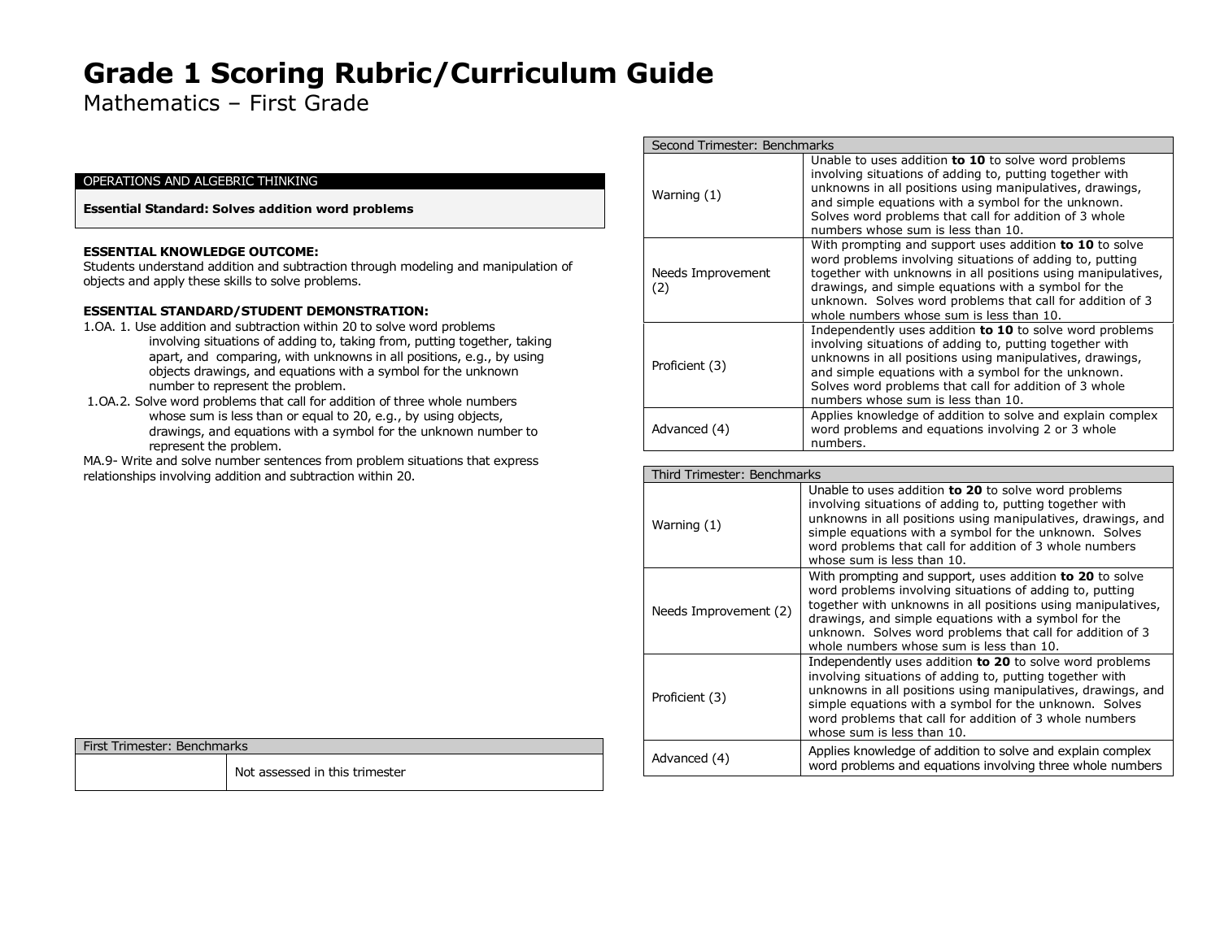# Grade 1 Scoring Rubric/Curriculum Guide

Mathematics – First Grade

| OPERATIONS AND ALGEBRIC THINKING |
|---|
| **Essential Standard: Solves addition word problems** |

**ESSENTIAL KNOWLEDGE OUTCOME:**
Students understand addition and subtraction through modeling and manipulation of objects and apply these skills to solve problems.

**ESSENTIAL STANDARD/STUDENT DEMONSTRATION:**

1.OA. 1. Use addition and subtraction within 20 to solve word problems involving situations of adding to, taking from, putting together, taking apart, and comparing, with unknowns in all positions, e.g., by using objects drawings, and equations with a symbol for the unknown number to represent the problem.

1.OA.2. Solve word problems that call for addition of three whole numbers whose sum is less than or equal to 20, e.g., by using objects, drawings, and equations with a symbol for the unknown number to represent the problem.

MA.9- Write and solve number sentences from problem situations that express relationships involving addition and subtraction within 20.

| First Trimester: Benchmarks | |
|---|---|
| | Not assessed in this trimester |

| Second Trimester: Benchmarks | |
|---|---|
| Warning (1) | Unable to uses addition **to 10** to solve word problems involving situations of adding to, putting together with unknowns in all positions using manipulatives, drawings, and simple equations with a symbol for the unknown. Solves word problems that call for addition of 3 whole numbers whose sum is less than 10. |
| Needs Improvement (2) | With prompting and support uses addition **to 10** to solve word problems involving situations of adding to, putting together with unknowns in all positions using manipulatives, drawings, and simple equations with a symbol for the unknown. Solves word problems that call for addition of 3 whole numbers whose sum is less than 10. |
| Proficient (3) | Independently uses addition **to 10** to solve word problems involving situations of adding to, putting together with unknowns in all positions using manipulatives, drawings, and simple equations with a symbol for the unknown. Solves word problems that call for addition of 3 whole numbers whose sum is less than 10. |
| Advanced (4) | Applies knowledge of addition to solve and explain complex word problems and equations involving 2 or 3 whole numbers. |

| Third Trimester: Benchmarks | |
|---|---|
| Warning (1) | Unable to uses addition **to 20** to solve word problems involving situations of adding to, putting together with unknowns in all positions using manipulatives, drawings, and simple equations with a symbol for the unknown. Solves word problems that call for addition of 3 whole numbers whose sum is less than 10. |
| Needs Improvement (2) | With prompting and support, uses addition **to 20** to solve word problems involving situations of adding to, putting together with unknowns in all positions using manipulatives, drawings, and simple equations with a symbol for the unknown. Solves word problems that call for addition of 3 whole numbers whose sum is less than 10. |
| Proficient (3) | Independently uses addition **to 20** to solve word problems involving situations of adding to, putting together with unknowns in all positions using manipulatives, drawings, and simple equations with a symbol for the unknown. Solves word problems that call for addition of 3 whole numbers whose sum is less than 10. |
| Advanced (4) | Applies knowledge of addition to solve and explain complex word problems and equations involving three whole numbers |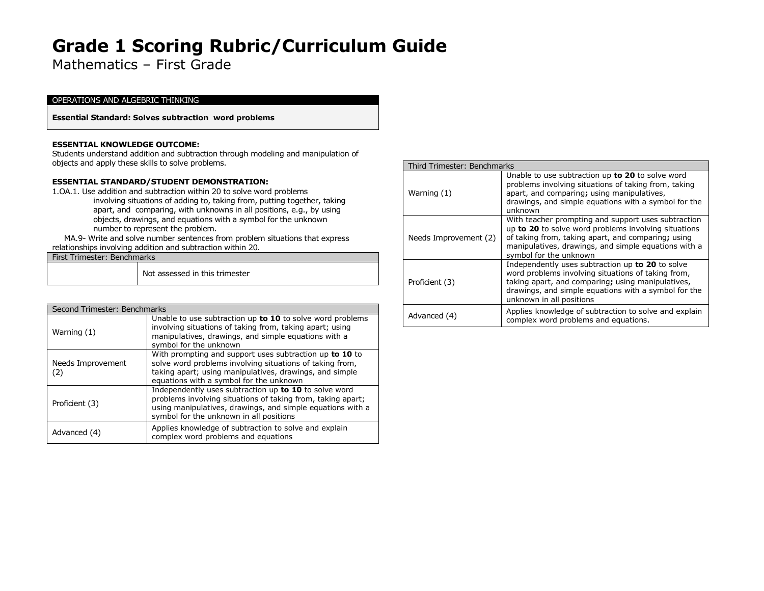# Grade 1 Scoring Rubric/Curriculum Guide

Mathematics – First Grade

| OPERATIONS AND ALGEBRIC THINKING |
|---|
| **Essential Standard: Solves subtraction word problems** |

**ESSENTIAL KNOWLEDGE OUTCOME:**
Students understand addition and subtraction through modeling and manipulation of objects and apply these skills to solve problems.

**ESSENTIAL STANDARD/STUDENT DEMONSTRATION:**
1.OA.1. Use addition and subtraction within 20 to solve word problems involving situations of adding to, taking from, putting together, taking apart, and comparing, with unknowns in all positions, e.g., by using objects, drawings, and equations with a symbol for the unknown number to represent the problem.
MA.9- Write and solve number sentences from problem situations that express relationships involving addition and subtraction within 20.

| First Trimester: Benchmarks | |
|---|---|
| | Not assessed in this trimester |

| Second Trimester: Benchmarks | |
|---|---|
| Warning (1) | Unable to use subtraction up **to 10** to solve word problems involving situations of taking from, taking apart; using manipulatives, drawings, and simple equations with a symbol for the unknown |
| Needs Improvement (2) | With prompting and support uses subtraction up **to 10** to solve word problems involving situations of taking from, taking apart; using manipulatives, drawings, and simple equations with a symbol for the unknown |
| Proficient (3) | Independently uses subtraction up **to 10** to solve word problems involving situations of taking from, taking apart; using manipulatives, drawings, and simple equations with a symbol for the unknown in all positions |
| Advanced (4) | Applies knowledge of subtraction to solve and explain complex word problems and equations |

| Third Trimester: Benchmarks | |
|---|---|
| Warning (1) | Unable to use subtraction up **to 20** to solve word problems involving situations of taking from, taking apart, and comparing**;** using manipulatives, drawings, and simple equations with a symbol for the unknown |
| Needs Improvement (2) | With teacher prompting and support uses subtraction up **to 20** to solve word problems involving situations of taking from, taking apart, and comparing**;** using manipulatives, drawings, and simple equations with a symbol for the unknown |
| Proficient (3) | Independently uses subtraction up **to 20** to solve word problems involving situations of taking from, taking apart, and comparing**;** using manipulatives, drawings, and simple equations with a symbol for the unknown in all positions |
| Advanced (4) | Applies knowledge of subtraction to solve and explain complex word problems and equations. |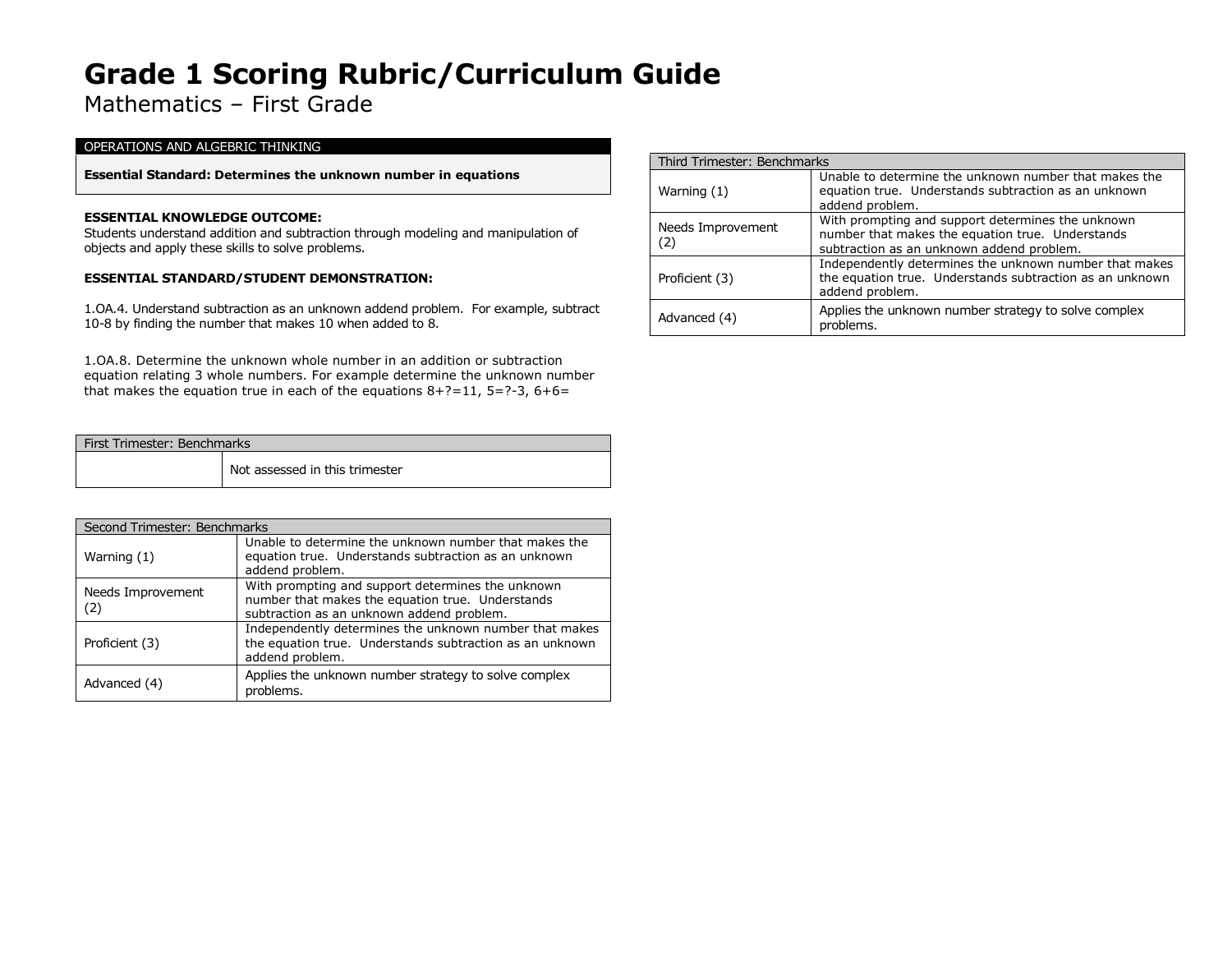# Grade 1 Scoring Rubric/Curriculum Guide

Mathematics – First Grade

| OPERATIONS AND ALGEBRIC THINKING |
|---|
| **Essential Standard: Determines the unknown number in equations** |

**ESSENTIAL KNOWLEDGE OUTCOME:**
Students understand addition and subtraction through modeling and manipulation of objects and apply these skills to solve problems.

**ESSENTIAL STANDARD/STUDENT DEMONSTRATION:**

1.OA.4. Understand subtraction as an unknown addend problem. For example, subtract 10-8 by finding the number that makes 10 when added to 8.

1.OA.8. Determine the unknown whole number in an addition or subtraction equation relating 3 whole numbers. For example determine the unknown number that makes the equation true in each of the equations 8+?=11, 5=?-3, 6+6=

| First Trimester: Benchmarks | |
|---|---|
| | Not assessed in this trimester |

| Second Trimester: Benchmarks | |
|---|---|
| Warning (1) | Unable to determine the unknown number that makes the equation true. Understands subtraction as an unknown addend problem. |
| Needs Improvement (2) | With prompting and support determines the unknown number that makes the equation true. Understands subtraction as an unknown addend problem. |
| Proficient (3) | Independently determines the unknown number that makes the equation true. Understands subtraction as an unknown addend problem. |
| Advanced (4) | Applies the unknown number strategy to solve complex problems. |

| Third Trimester: Benchmarks | |
|---|---|
| Warning (1) | Unable to determine the unknown number that makes the equation true. Understands subtraction as an unknown addend problem. |
| Needs Improvement (2) | With prompting and support determines the unknown number that makes the equation true. Understands subtraction as an unknown addend problem. |
| Proficient (3) | Independently determines the unknown number that makes the equation true. Understands subtraction as an unknown addend problem. |
| Advanced (4) | Applies the unknown number strategy to solve complex problems. |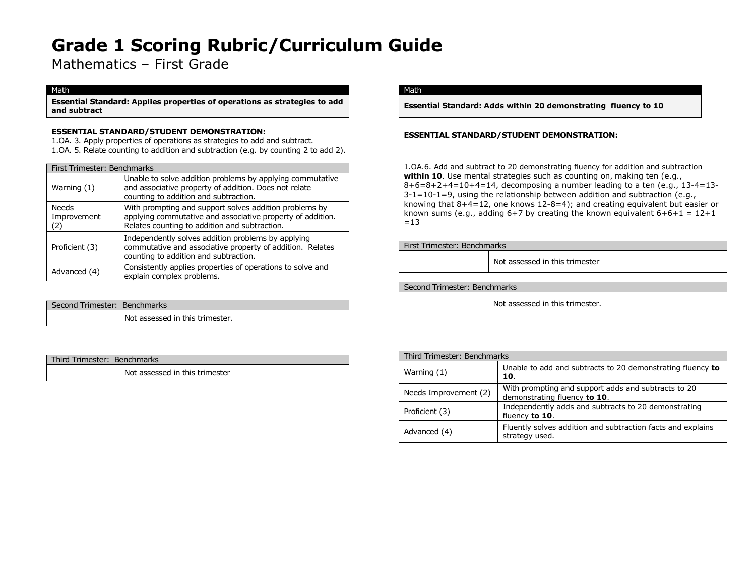# Grade 1 Scoring Rubric/Curriculum Guide

Mathematics – First Grade

| Math |
| --- |
| **Essential Standard: Applies properties of operations as strategies to add and subtract** |

**ESSENTIAL STANDARD/STUDENT DEMONSTRATION:**

1.OA. 3. Apply properties of operations as strategies to add and subtract.

1.OA. 5. Relate counting to addition and subtraction (e.g. by counting 2 to add 2).

| First Trimester: Benchmarks | |
| --- | --- |
| Warning (1) | Unable to solve addition problems by applying commutative and associative property of addition. Does not relate counting to addition and subtraction. |
| Needs Improvement (2) | With prompting and support solves addition problems by applying commutative and associative property of addition. Relates counting to addition and subtraction. |
| Proficient (3) | Independently solves addition problems by applying commutative and associative property of addition. Relates counting to addition and subtraction. |
| Advanced (4) | Consistently applies properties of operations to solve and explain complex problems. |

| Second Trimester: Benchmarks | |
| --- | --- |
| | Not assessed in this trimester. |

| Third Trimester: Benchmarks | |
| --- | --- |
| | Not assessed in this trimester |

| Math |
| --- |
| **Essential Standard: Adds within 20 demonstrating fluency to 10** |

**ESSENTIAL STANDARD/STUDENT DEMONSTRATION:**

1.OA.6. <u>Add and subtract to 20 demonstrating fluency for addition and subtraction **within 10**</u>. Use mental strategies such as counting on, making ten (e.g., 8+6=8+2+4=10+4=14, decomposing a number leading to a ten (e.g., 13-4=13-3-1=10-1=9, using the relationship between addition and subtraction (e.g., knowing that 8+4=12, one knows 12-8=4); and creating equivalent but easier or known sums (e.g., adding 6+7 by creating the known equivalent 6+6+1 = 12+1 =13

| First Trimester: Benchmarks | |
| --- | --- |
| | Not assessed in this trimester |

| Second Trimester: Benchmarks | |
| --- | --- |
| | Not assessed in this trimester. |

| Third Trimester: Benchmarks | |
| --- | --- |
| Warning (1) | Unable to add and subtracts to 20 demonstrating fluency **to 10**. |
| Needs Improvement (2) | With prompting and support adds and subtracts to 20 demonstrating fluency **to 10**. |
| Proficient (3) | Independently adds and subtracts to 20 demonstrating fluency **to 10**. |
| Advanced (4) | Fluently solves addition and subtraction facts and explains strategy used. |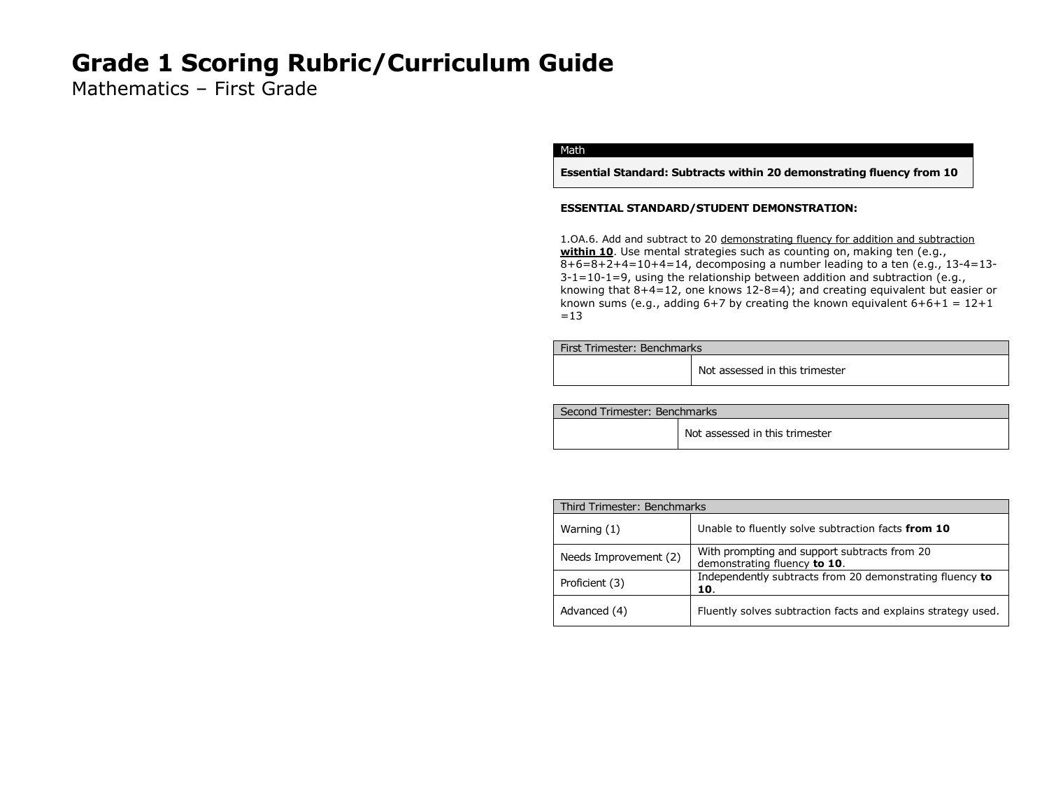# Grade 1 Scoring Rubric/Curriculum Guide

Mathematics – First Grade

| Math |
| --- |
| **Essential Standard: Subtracts within 20 demonstrating fluency from 10** |

**ESSENTIAL STANDARD/STUDENT DEMONSTRATION:**

1.OA.6. Add and subtract to 20 demonstrating fluency for addition and subtraction **within 10**. Use mental strategies such as counting on, making ten (e.g., 8+6=8+2+4=10+4=14, decomposing a number leading to a ten (e.g., 13-4=13-3-1=10-1=9, using the relationship between addition and subtraction (e.g., knowing that 8+4=12, one knows 12-8=4); and creating equivalent but easier or known sums (e.g., adding 6+7 by creating the known equivalent 6+6+1 = 12+1 =13

| First Trimester: Benchmarks | |
| --- | --- |
| | Not assessed in this trimester |

| Second Trimester: Benchmarks | |
| --- | --- |
| | Not assessed in this trimester |

| Third Trimester: Benchmarks | |
| --- | --- |
| Warning (1) | Unable to fluently solve subtraction facts **from 10** |
| Needs Improvement (2) | With prompting and support subtracts from 20 demonstrating fluency **to 10**. |
| Proficient (3) | Independently subtracts from 20 demonstrating fluency **to 10**. |
| Advanced (4) | Fluently solves subtraction facts and explains strategy used. |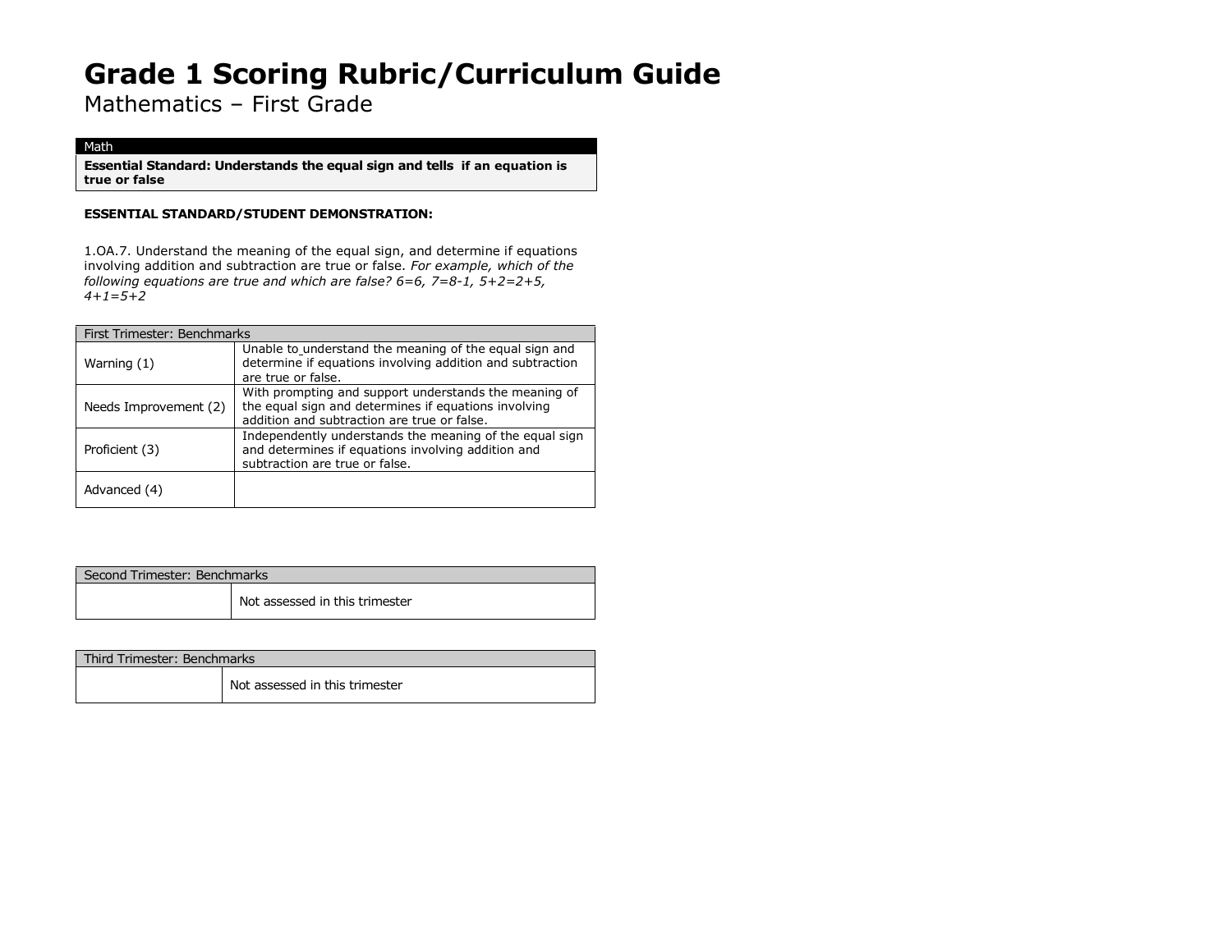# Grade 1 Scoring Rubric/Curriculum Guide

Mathematics – First Grade

| Math |
| --- |
| **Essential Standard: Understands the equal sign and tells if an equation is true or false** |

**ESSENTIAL STANDARD/STUDENT DEMONSTRATION:**

1.OA.7. Understand the meaning of the equal sign, and determine if equations involving addition and subtraction are true or false. *For example, which of the following equations are true and which are false? 6=6, 7=8-1, 5+2=2+5, 4+1=5+2*

| First Trimester: Benchmarks | |
| --- | --- |
| Warning (1) | Unable to understand the meaning of the equal sign and determine if equations involving addition and subtraction are true or false. |
| Needs Improvement (2) | With prompting and support understands the meaning of the equal sign and determines if equations involving addition and subtraction are true or false. |
| Proficient (3) | Independently understands the meaning of the equal sign and determines if equations involving addition and subtraction are true or false. |
| Advanced (4) | |

| Second Trimester: Benchmarks | |
| --- | --- |
| | Not assessed in this trimester |

| Third Trimester: Benchmarks | |
| --- | --- |
| | Not assessed in this trimester |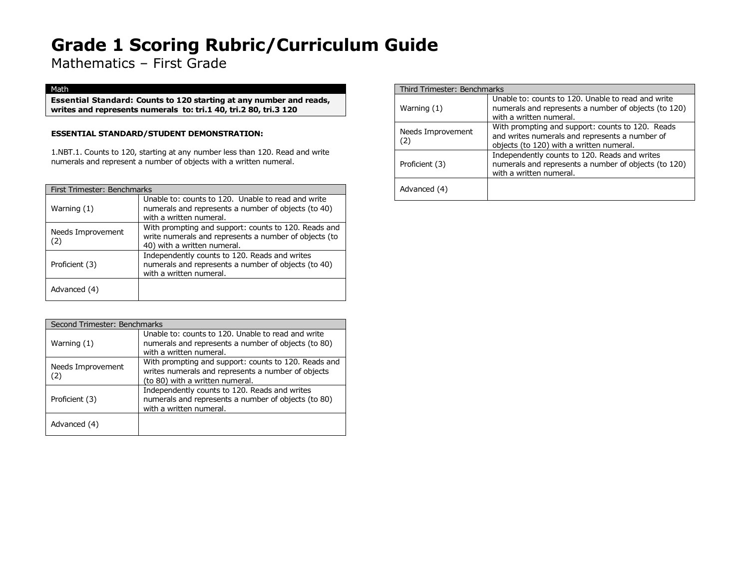# Grade 1 Scoring Rubric/Curriculum Guide

Mathematics – First Grade

| Math |
| --- |
| **Essential Standard: Counts to 120 starting at any number and reads, writes and represents numerals to: tri.1 40, tri.2 80, tri.3 120** |

**ESSENTIAL STANDARD/STUDENT DEMONSTRATION:**

1.NBT.1. Counts to 120, starting at any number less than 120. Read and write numerals and represent a number of objects with a written numeral.

| First Trimester: Benchmarks | |
| --- | --- |
| Warning (1) | Unable to: counts to 120. Unable to read and write numerals and represents a number of objects (to 40) with a written numeral. |
| Needs Improvement (2) | With prompting and support: counts to 120. Reads and write numerals and represents a number of objects (to 40) with a written numeral. |
| Proficient (3) | Independently counts to 120. Reads and writes numerals and represents a number of objects (to 40) with a written numeral. |
| Advanced (4) | |

| Second Trimester: Benchmarks | |
| --- | --- |
| Warning (1) | Unable to: counts to 120. Unable to read and write numerals and represents a number of objects (to 80) with a written numeral. |
| Needs Improvement (2) | With prompting and support: counts to 120. Reads and writes numerals and represents a number of objects (to 80) with a written numeral. |
| Proficient (3) | Independently counts to 120. Reads and writes numerals and represents a number of objects (to 80) with a written numeral. |
| Advanced (4) | |

| Third Trimester: Benchmarks | |
| --- | --- |
| Warning (1) | Unable to: counts to 120. Unable to read and write numerals and represents a number of objects (to 120) with a written numeral. |
| Needs Improvement (2) | With prompting and support: counts to 120. Reads and writes numerals and represents a number of objects (to 120) with a written numeral. |
| Proficient (3) | Independently counts to 120. Reads and writes numerals and represents a number of objects (to 120) with a written numeral. |
| Advanced (4) | |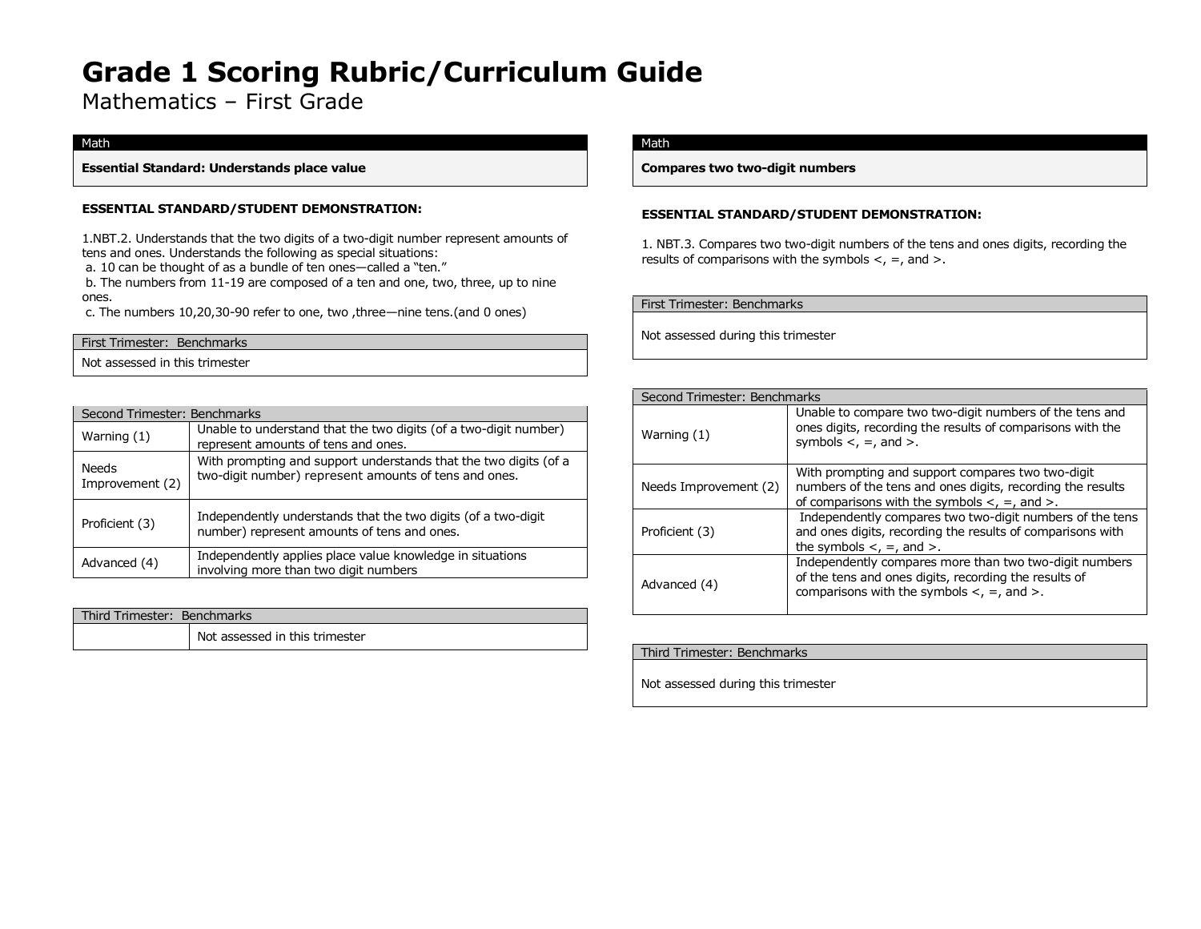# Grade 1 Scoring Rubric/Curriculum Guide

Mathematics – First Grade

| Math |
|---|
| **Essential Standard: Understands place value** |

**ESSENTIAL STANDARD/STUDENT DEMONSTRATION:**

1.NBT.2. Understands that the two digits of a two-digit number represent amounts of tens and ones. Understands the following as special situations:
a. 10 can be thought of as a bundle of ten ones—called a "ten."
b. The numbers from 11-19 are composed of a ten and one, two, three, up to nine ones.
c. The numbers 10,20,30-90 refer to one, two ,three—nine tens.(and 0 ones)

| First Trimester: Benchmarks |
|---|
| Not assessed in this trimester |

| Second Trimester: Benchmarks | |
|---|---|
| Warning (1) | Unable to understand that the two digits (of a two-digit number) represent amounts of tens and ones. |
| Needs Improvement (2) | With prompting and support understands that the two digits (of a two-digit number) represent amounts of tens and ones. |
| Proficient (3) | Independently understands that the two digits (of a two-digit number) represent amounts of tens and ones. |
| Advanced (4) | Independently applies place value knowledge in situations involving more than two digit numbers |

| Third Trimester: Benchmarks | |
|---|---|
| | Not assessed in this trimester |

| Math |
|---|
| **Compares two two-digit numbers** |

**ESSENTIAL STANDARD/STUDENT DEMONSTRATION:**

1. NBT.3. Compares two two-digit numbers of the tens and ones digits, recording the results of comparisons with the symbols <, =, and >.

| First Trimester: Benchmarks |
|---|
| Not assessed during this trimester |

| Second Trimester: Benchmarks | |
|---|---|
| Warning (1) | Unable to compare two two-digit numbers of the tens and ones digits, recording the results of comparisons with the symbols <, =, and >. |
| Needs Improvement (2) | With prompting and support compares two two-digit numbers of the tens and ones digits, recording the results of comparisons with the symbols <, =, and >. |
| Proficient (3) | Independently compares two two-digit numbers of the tens and ones digits, recording the results of comparisons with the symbols <, =, and >. |
| Advanced (4) | Independently compares more than two two-digit numbers of the tens and ones digits, recording the results of comparisons with the symbols <, =, and >. |

| Third Trimester: Benchmarks |
|---|
| Not assessed during this trimester |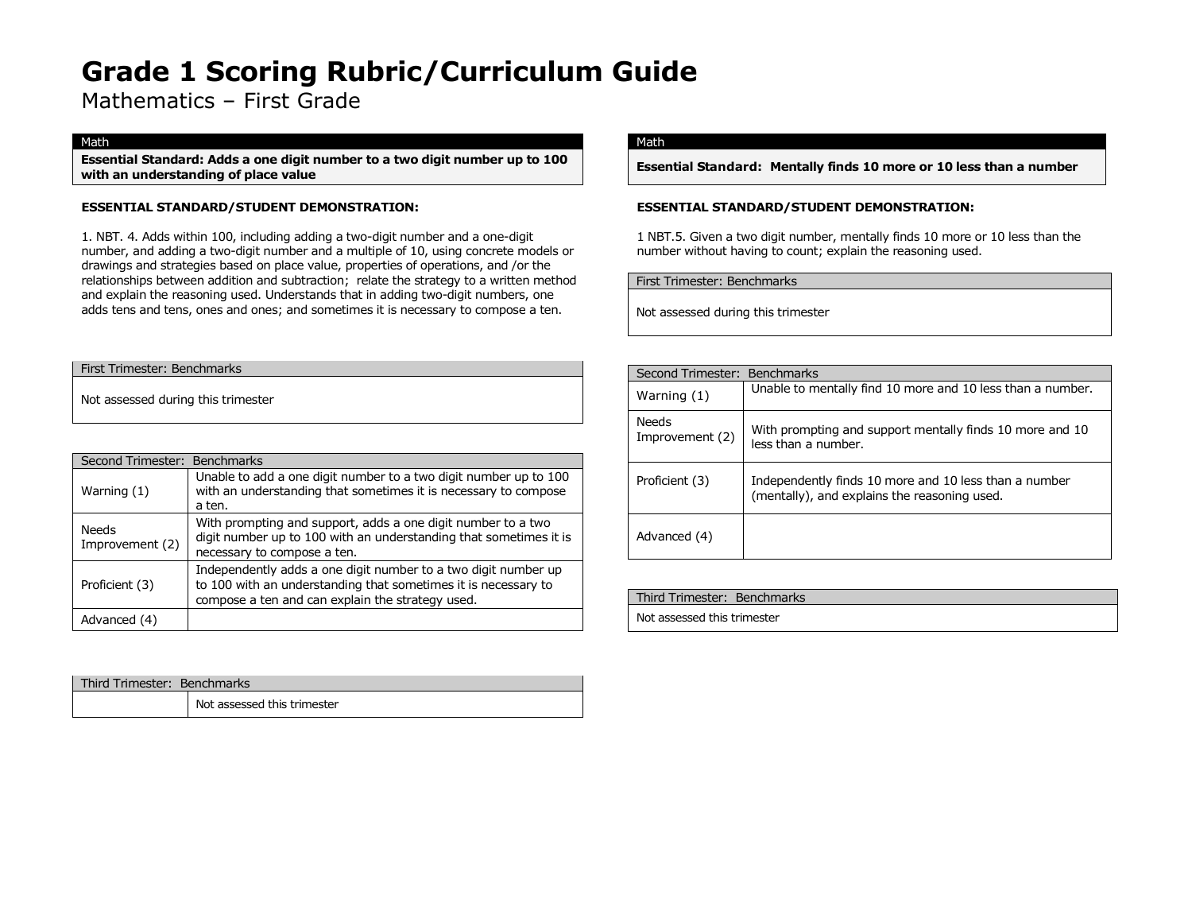# Grade 1 Scoring Rubric/Curriculum Guide

Mathematics – First Grade

| Math |
|---|
| **Essential Standard: Adds a one digit number to a two digit number up to 100 with an understanding of place value** |

**ESSENTIAL STANDARD/STUDENT DEMONSTRATION:**

1. NBT. 4. Adds within 100, including adding a two-digit number and a one-digit number, and adding a two-digit number and a multiple of 10, using concrete models or drawings and strategies based on place value, properties of operations, and /or the relationships between addition and subtraction; relate the strategy to a written method and explain the reasoning used. Understands that in adding two-digit numbers, one adds tens and tens, ones and ones; and sometimes it is necessary to compose a ten.

| First Trimester: Benchmarks |
|---|
| Not assessed during this trimester |

| Second Trimester: Benchmarks | |
|---|---|
| Warning (1) | Unable to add a one digit number to a two digit number up to 100 with an understanding that sometimes it is necessary to compose a ten. |
| Needs Improvement (2) | With prompting and support, adds a one digit number to a two digit number up to 100 with an understanding that sometimes it is necessary to compose a ten. |
| Proficient (3) | Independently adds a one digit number to a two digit number up to 100 with an understanding that sometimes it is necessary to compose a ten and can explain the strategy used. |
| Advanced (4) | |

| Third Trimester: Benchmarks | |
|---|---|
| | Not assessed this trimester |

| Math |
|---|
| **Essential Standard: Mentally finds 10 more or 10 less than a number** |

**ESSENTIAL STANDARD/STUDENT DEMONSTRATION:**

1 NBT.5. Given a two digit number, mentally finds 10 more or 10 less than the number without having to count; explain the reasoning used.

| First Trimester: Benchmarks |
|---|
| Not assessed during this trimester |

| Second Trimester: Benchmarks | |
|---|---|
| Warning (1) | Unable to mentally find 10 more and 10 less than a number. |
| Needs Improvement (2) | With prompting and support mentally finds 10 more and 10 less than a number. |
| Proficient (3) | Independently finds 10 more and 10 less than a number (mentally), and explains the reasoning used. |
| Advanced (4) | |

| Third Trimester: Benchmarks |
|---|
| Not assessed this trimester |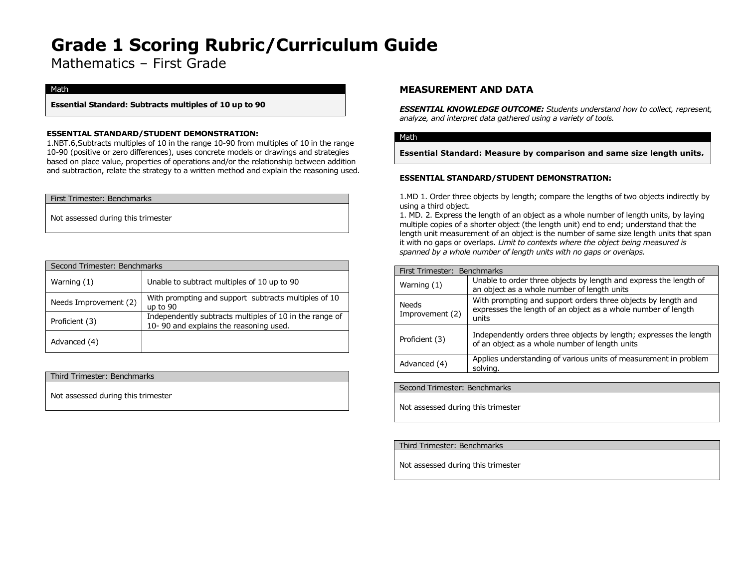# Grade 1 Scoring Rubric/Curriculum Guide

Mathematics – First Grade

| Math |
|---|
| **Essential Standard: Subtracts multiples of 10 up to 90** |

**ESSENTIAL STANDARD/STUDENT DEMONSTRATION:**
1.NBT.6,Subtracts multiples of 10 in the range 10-90 from multiples of 10 in the range 10-90 (positive or zero differences), uses concrete models or drawings and strategies based on place value, properties of operations and/or the relationship between addition and subtraction, relate the strategy to a written method and explain the reasoning used.

| First Trimester: Benchmarks |
|---|
| Not assessed during this trimester |

| Second Trimester: Benchmarks | |
|---|---|
| Warning (1) | Unable to subtract multiples of 10 up to 90 |
| Needs Improvement (2) | With prompting and support subtracts multiples of 10 up to 90 |
| Proficient (3) | Independently subtracts multiples of 10 in the range of 10- 90 and explains the reasoning used. |
| Advanced (4) | |

| Third Trimester: Benchmarks |
|---|
| Not assessed during this trimester |

## MEASUREMENT AND DATA

***ESSENTIAL KNOWLEDGE OUTCOME:*** *Students understand how to collect, represent, analyze, and interpret data gathered using a variety of tools.*

| Math |
|---|
| **Essential Standard: Measure by comparison and same size length units.** |

**ESSENTIAL STANDARD/STUDENT DEMONSTRATION:**

1.MD 1. Order three objects by length; compare the lengths of two objects indirectly by using a third object.
1. MD. 2. Express the length of an object as a whole number of length units, by laying multiple copies of a shorter object (the length unit) end to end; understand that the length unit measurement of an object is the number of same size length units that span it with no gaps or overlaps. *Limit to contexts where the object being measured is spanned by a whole number of length units with no gaps or overlaps.*

| First Trimester: Benchmarks | |
|---|---|
| Warning (1) | Unable to order three objects by length and express the length of an object as a whole number of length units |
| Needs Improvement (2) | With prompting and support orders three objects by length and expresses the length of an object as a whole number of length units |
| Proficient (3) | Independently orders three objects by length; expresses the length of an object as a whole number of length units |
| Advanced (4) | Applies understanding of various units of measurement in problem solving. |

| Second Trimester: Benchmarks |
|---|
| Not assessed during this trimester |

| Third Trimester: Benchmarks |
|---|
| Not assessed during this trimester |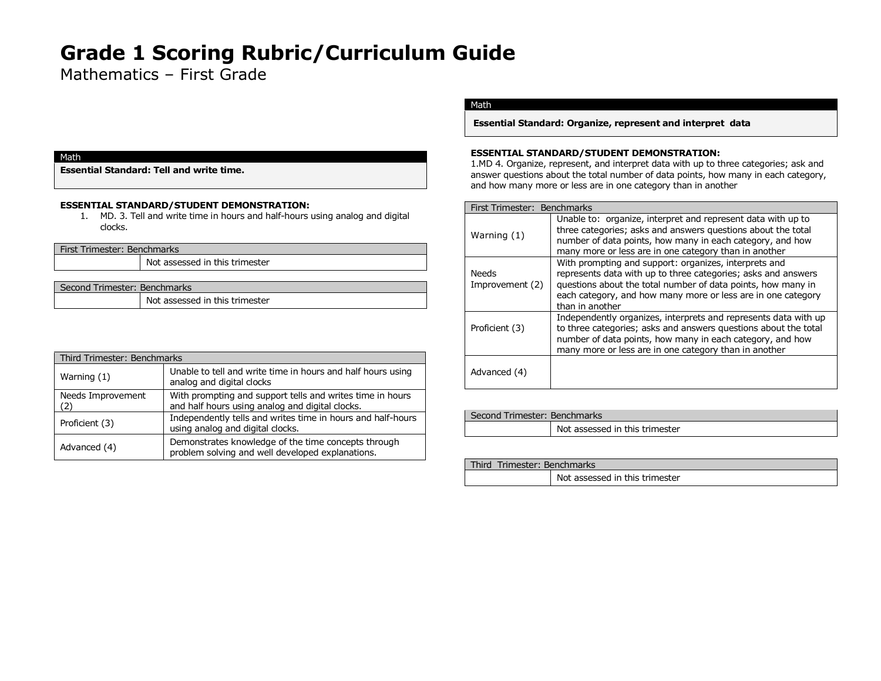# Grade 1 Scoring Rubric/Curriculum Guide

Mathematics – First Grade

| Math |
| --- |
| **Essential Standard: Tell and write time.** |

**ESSENTIAL STANDARD/STUDENT DEMONSTRATION:**

1. MD. 3. Tell and write time in hours and half-hours using analog and digital clocks.

| First Trimester: Benchmarks | |
| --- | --- |
| | Not assessed in this trimester |

| Second Trimester: Benchmarks | |
| --- | --- |
| | Not assessed in this trimester |

| Third Trimester: Benchmarks | |
| --- | --- |
| Warning (1) | Unable to tell and write time in hours and half hours using analog and digital clocks |
| Needs Improvement (2) | With prompting and support tells and writes time in hours and half hours using analog and digital clocks. |
| Proficient (3) | Independently tells and writes time in hours and half-hours using analog and digital clocks. |
| Advanced (4) | Demonstrates knowledge of the time concepts through problem solving and well developed explanations. |

| Math |
| --- |
| **Essential Standard: Organize, represent and interpret data** |

**ESSENTIAL STANDARD/STUDENT DEMONSTRATION:**

1.MD 4. Organize, represent, and interpret data with up to three categories; ask and answer questions about the total number of data points, how many in each category, and how many more or less are in one category than in another

| First Trimester: Benchmarks | |
| --- | --- |
| Warning (1) | Unable to: organize, interpret and represent data with up to three categories; asks and answers questions about the total number of data points, how many in each category, and how many more or less are in one category than in another |
| Needs Improvement (2) | With prompting and support: organizes, interprets and represents data with up to three categories; asks and answers questions about the total number of data points, how many in each category, and how many more or less are in one category than in another |
| Proficient (3) | Independently organizes, interprets and represents data with up to three categories; asks and answers questions about the total number of data points, how many in each category, and how many more or less are in one category than in another |
| Advanced (4) | |

| Second Trimester: Benchmarks | |
| --- | --- |
| | Not assessed in this trimester |

| Third Trimester: Benchmarks | |
| --- | --- |
| | Not assessed in this trimester |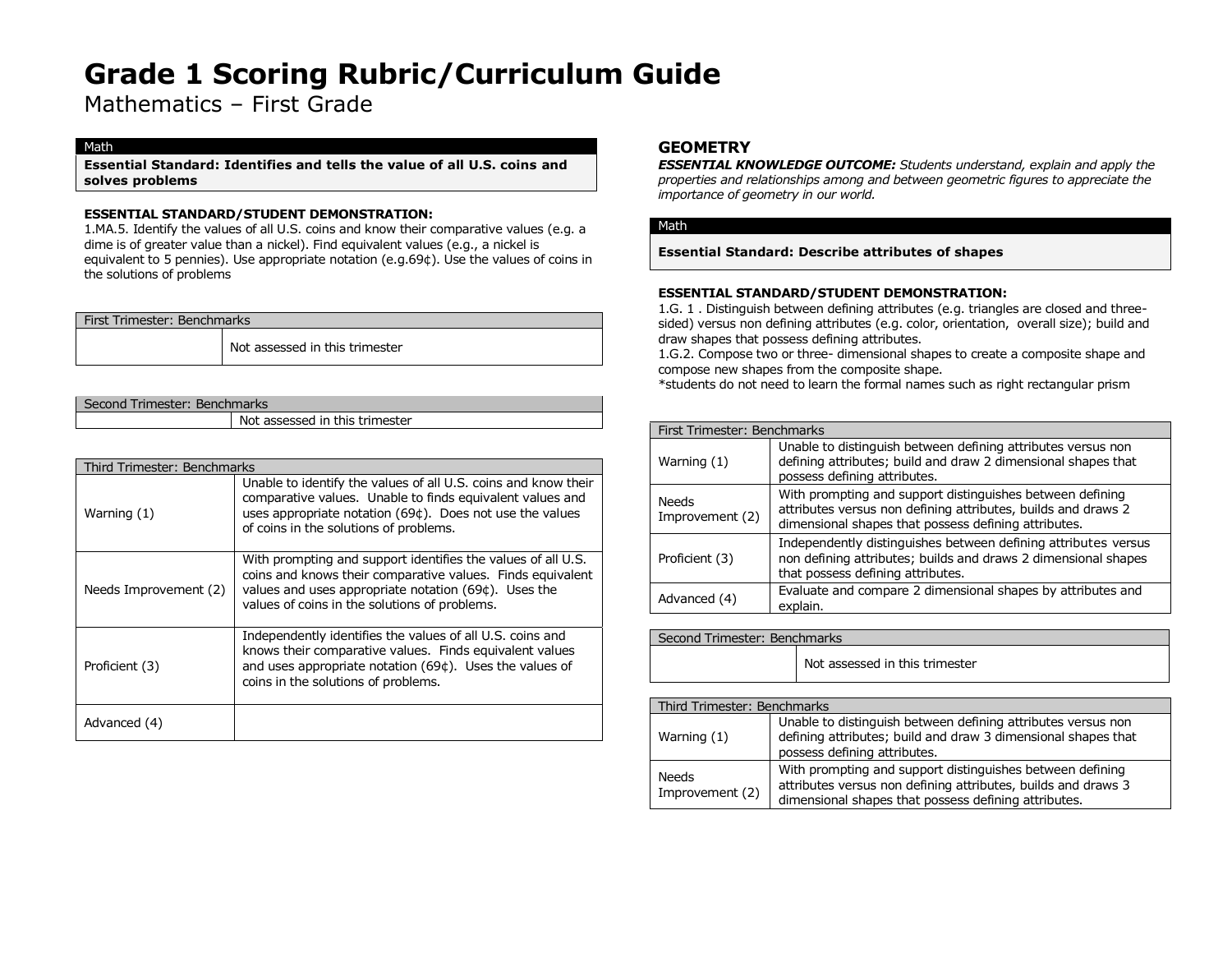# Grade 1 Scoring Rubric/Curriculum Guide

Mathematics – First Grade

| Math |
| --- |
| **Essential Standard: Identifies and tells the value of all U.S. coins and solves problems** |

**ESSENTIAL STANDARD/STUDENT DEMONSTRATION:**
1.MA.5. Identify the values of all U.S. coins and know their comparative values (e.g. a dime is of greater value than a nickel). Find equivalent values (e.g., a nickel is equivalent to 5 pennies). Use appropriate notation (e.g.69¢). Use the values of coins in the solutions of problems

| First Trimester: Benchmarks | |
| --- | --- |
| | Not assessed in this trimester |

| Second Trimester: Benchmarks | |
| --- | --- |
| | Not assessed in this trimester |

| Third Trimester: Benchmarks | |
| --- | --- |
| Warning (1) | Unable to identify the values of all U.S. coins and know their comparative values. Unable to finds equivalent values and uses appropriate notation (69¢). Does not use the values of coins in the solutions of problems. |
| Needs Improvement (2) | With prompting and support identifies the values of all U.S. coins and knows their comparative values. Finds equivalent values and uses appropriate notation (69¢). Uses the values of coins in the solutions of problems. |
| Proficient (3) | Independently identifies the values of all U.S. coins and knows their comparative values. Finds equivalent values and uses appropriate notation (69¢). Uses the values of coins in the solutions of problems. |
| Advanced (4) | |

## GEOMETRY

***ESSENTIAL KNOWLEDGE OUTCOME:*** *Students understand, explain and apply the properties and relationships among and between geometric figures to appreciate the importance of geometry in our world.*

| Math |
| --- |
| **Essential Standard: Describe attributes of shapes** |

**ESSENTIAL STANDARD/STUDENT DEMONSTRATION:**
1.G. 1 . Distinguish between defining attributes (e.g. triangles are closed and three-sided) versus non defining attributes (e.g. color, orientation, overall size); build and draw shapes that possess defining attributes.
1.G.2. Compose two or three- dimensional shapes to create a composite shape and compose new shapes from the composite shape.
*students do not need to learn the formal names such as right rectangular prism

| First Trimester: Benchmarks | |
| --- | --- |
| Warning (1) | Unable to distinguish between defining attributes versus non defining attributes; build and draw 2 dimensional shapes that possess defining attributes. |
| Needs Improvement (2) | With prompting and support distinguishes between defining attributes versus non defining attributes, builds and draws 2 dimensional shapes that possess defining attributes. |
| Proficient (3) | Independently distinguishes between defining attributes versus non defining attributes; builds and draws 2 dimensional shapes that possess defining attributes. |
| Advanced (4) | Evaluate and compare 2 dimensional shapes by attributes and explain. |

| Second Trimester: Benchmarks | |
| --- | --- |
| | Not assessed in this trimester |

| Third Trimester: Benchmarks | |
| --- | --- |
| Warning (1) | Unable to distinguish between defining attributes versus non defining attributes; build and draw 3 dimensional shapes that possess defining attributes. |
| Needs Improvement (2) | With prompting and support distinguishes between defining attributes versus non defining attributes, builds and draws 3 dimensional shapes that possess defining attributes. |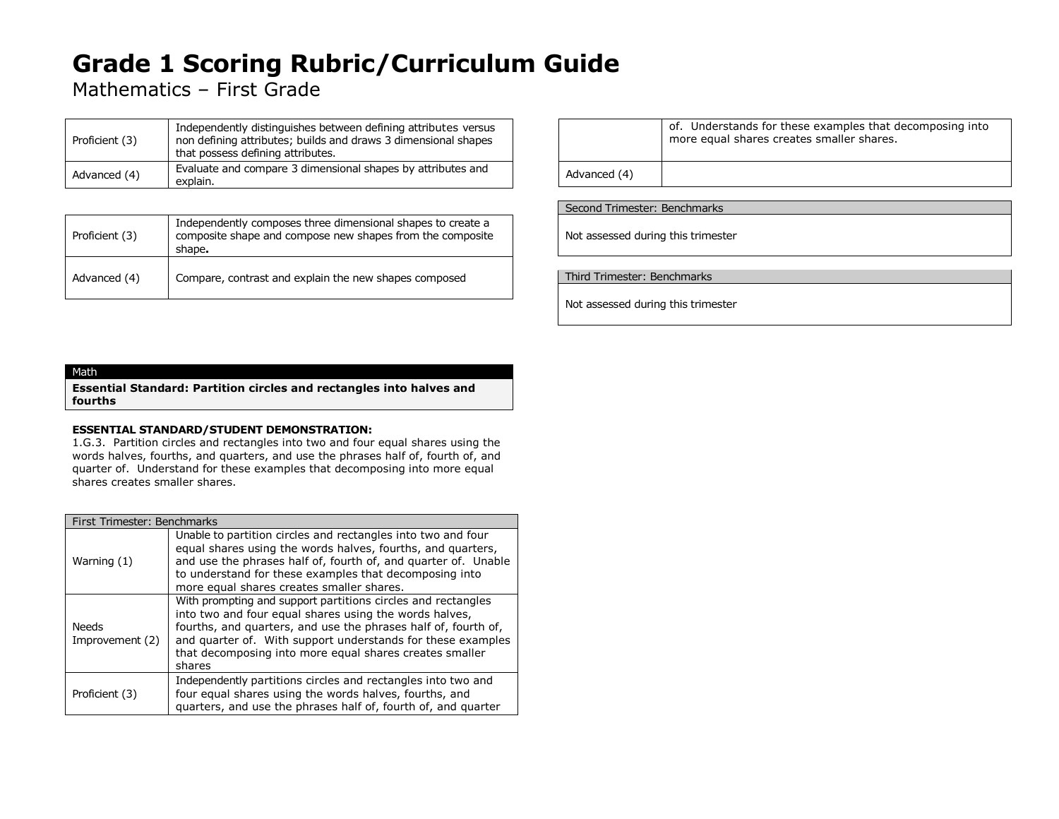# Grade 1 Scoring Rubric/Curriculum Guide

Mathematics – First Grade

| | |
|---|---|
| Proficient (3) | Independently distinguishes between defining attributes versus non defining attributes; builds and draws 3 dimensional shapes that possess defining attributes. |
| Advanced (4) | Evaluate and compare 3 dimensional shapes by attributes and explain. |

| | |
|---|---|
| Proficient (3) | Independently composes three dimensional shapes to create a composite shape and compose new shapes from the composite shape**.** |
| Advanced (4) | Compare, contrast and explain the new shapes composed |

| Math |
|---|
| **Essential Standard: Partition circles and rectangles into halves and fourths** |

**ESSENTIAL STANDARD/STUDENT DEMONSTRATION:**
1.G.3. Partition circles and rectangles into two and four equal shares using the words halves, fourths, and quarters, and use the phrases half of, fourth of, and quarter of. Understand for these examples that decomposing into more equal shares creates smaller shares.

| First Trimester: Benchmarks | |
|---|---|
| Warning (1) | Unable to partition circles and rectangles into two and four equal shares using the words halves, fourths, and quarters, and use the phrases half of, fourth of, and quarter of. Unable to understand for these examples that decomposing into more equal shares creates smaller shares. |
| Needs Improvement (2) | With prompting and support partitions circles and rectangles into two and four equal shares using the words halves, fourths, and quarters, and use the phrases half of, fourth of, and quarter of. With support understands for these examples that decomposing into more equal shares creates smaller shares |
| Proficient (3) | Independently partitions circles and rectangles into two and four equal shares using the words halves, fourths, and quarters, and use the phrases half of, fourth of, and quarter of. Understands for these examples that decomposing into more equal shares creates smaller shares. |
| Advanced (4) | |

| Second Trimester: Benchmarks |
|---|
| Not assessed during this trimester |

| Third Trimester: Benchmarks |
|---|
| Not assessed during this trimester |